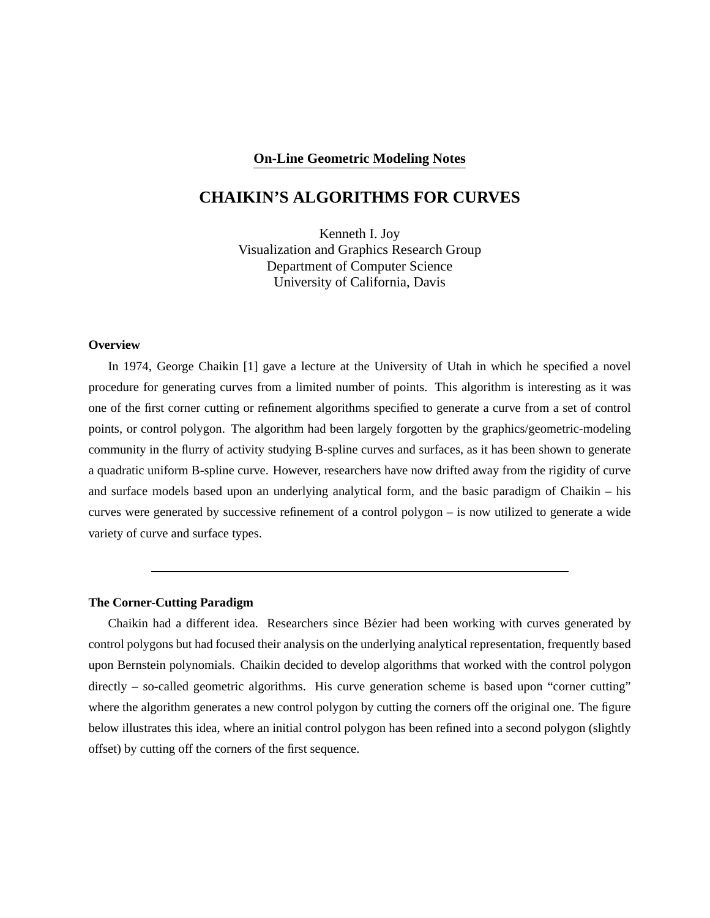**On-Line Geometric Modeling Notes**

# CHAIKIN'S ALGORITHMS FOR CURVES

Kenneth I. Joy
Visualization and Graphics Research Group
Department of Computer Science
University of California, Davis

### Overview

In 1974, George Chaikin [1] gave a lecture at the University of Utah in which he specified a novel procedure for generating curves from a limited number of points. This algorithm is interesting as it was one of the first corner cutting or refinement algorithms specified to generate a curve from a set of control points, or control polygon. The algorithm had been largely forgotten by the graphics/geometric-modeling community in the flurry of activity studying B-spline curves and surfaces, as it has been shown to generate a quadratic uniform B-spline curve. However, researchers have now drifted away from the rigidity of curve and surface models based upon an underlying analytical form, and the basic paradigm of Chaikin – his curves were generated by successive refinement of a control polygon – is now utilized to generate a wide variety of curve and surface types.

---

### The Corner-Cutting Paradigm

Chaikin had a different idea. Researchers since Bézier had been working with curves generated by control polygons but had focused their analysis on the underlying analytical representation, frequently based upon Bernstein polynomials. Chaikin decided to develop algorithms that worked with the control polygon directly – so-called geometric algorithms. His curve generation scheme is based upon "corner cutting" where the algorithm generates a new control polygon by cutting the corners off the original one. The figure below illustrates this idea, where an initial control polygon has been refined into a second polygon (slightly offset) by cutting off the corners of the first sequence.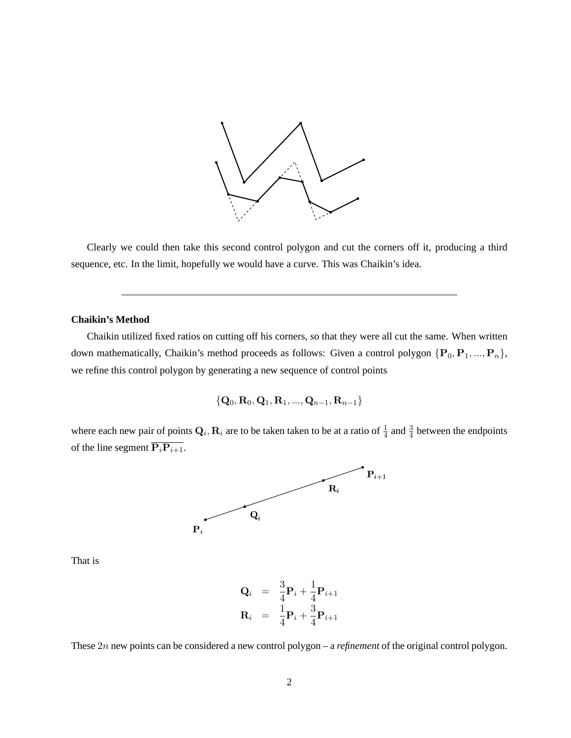Clearly we could then take this second control polygon and cut the corners off it, producing a third sequence, etc. In the limit, hopefully we would have a curve. This was Chaikin's idea.

---

**Chaikin's Method**

Chaikin utilized fixed ratios on cutting off his corners, so that they were all cut the same. When written down mathematically, Chaikin's method proceeds as follows: Given a control polygon $\{\mathbf{P}_0, \mathbf{P}_1, ..., \mathbf{P}_n\}$, we refine this control polygon by generating a new sequence of control points

$$\{\mathbf{Q}_0, \mathbf{R}_0, \mathbf{Q}_1, \mathbf{R}_1, ..., \mathbf{Q}_{n-1}, \mathbf{R}_{n-1}\}$$

where each new pair of points $\mathbf{Q}_i, \mathbf{R}_i$ are to be taken taken to be at a ratio of $\frac{1}{4}$ and $\frac{3}{4}$ between the endpoints of the line segment $\overline{\mathbf{P}_i\mathbf{P}_{i+1}}$.

That is

$$\begin{aligned} \mathbf{Q}_i &= \frac{3}{4}\mathbf{P}_i + \frac{1}{4}\mathbf{P}_{i+1} \\ \mathbf{R}_i &= \frac{1}{4}\mathbf{P}_i + \frac{3}{4}\mathbf{P}_{i+1} \end{aligned}$$

These $2n$ new points can be considered a new control polygon – a *refinement* of the original control polygon.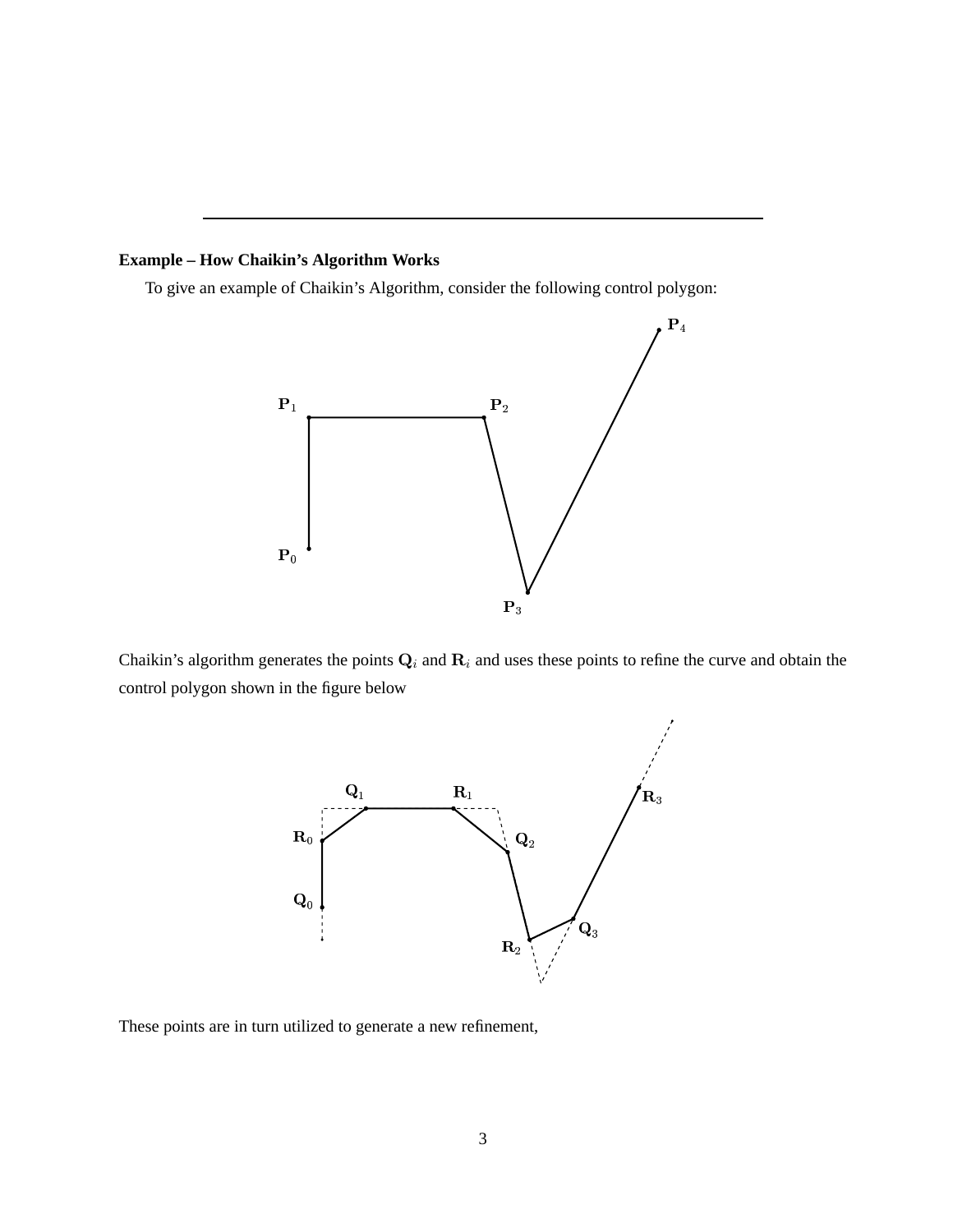---

**Example – How Chaikin's Algorithm Works**

To give an example of Chaikin's Algorithm, consider the following control polygon:

Chaikin's algorithm generates the points $\mathbf{Q}_i$ and $\mathbf{R}_i$ and uses these points to refine the curve and obtain the control polygon shown in the figure below

These points are in turn utilized to generate a new refinement,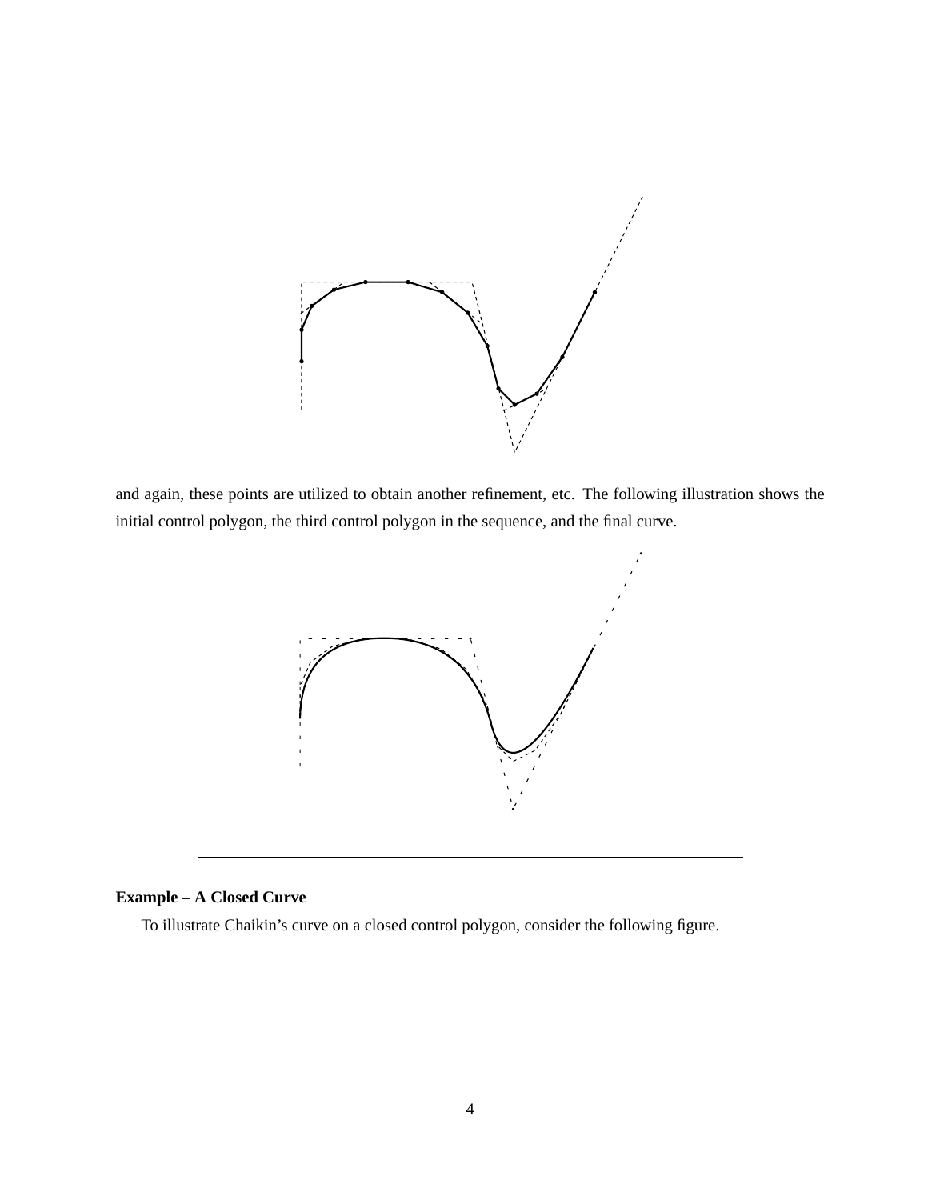and again, these points are utilized to obtain another refinement, etc. The following illustration shows the initial control polygon, the third control polygon in the sequence, and the final curve.

---

**Example – A Closed Curve**

To illustrate Chaikin's curve on a closed control polygon, consider the following figure.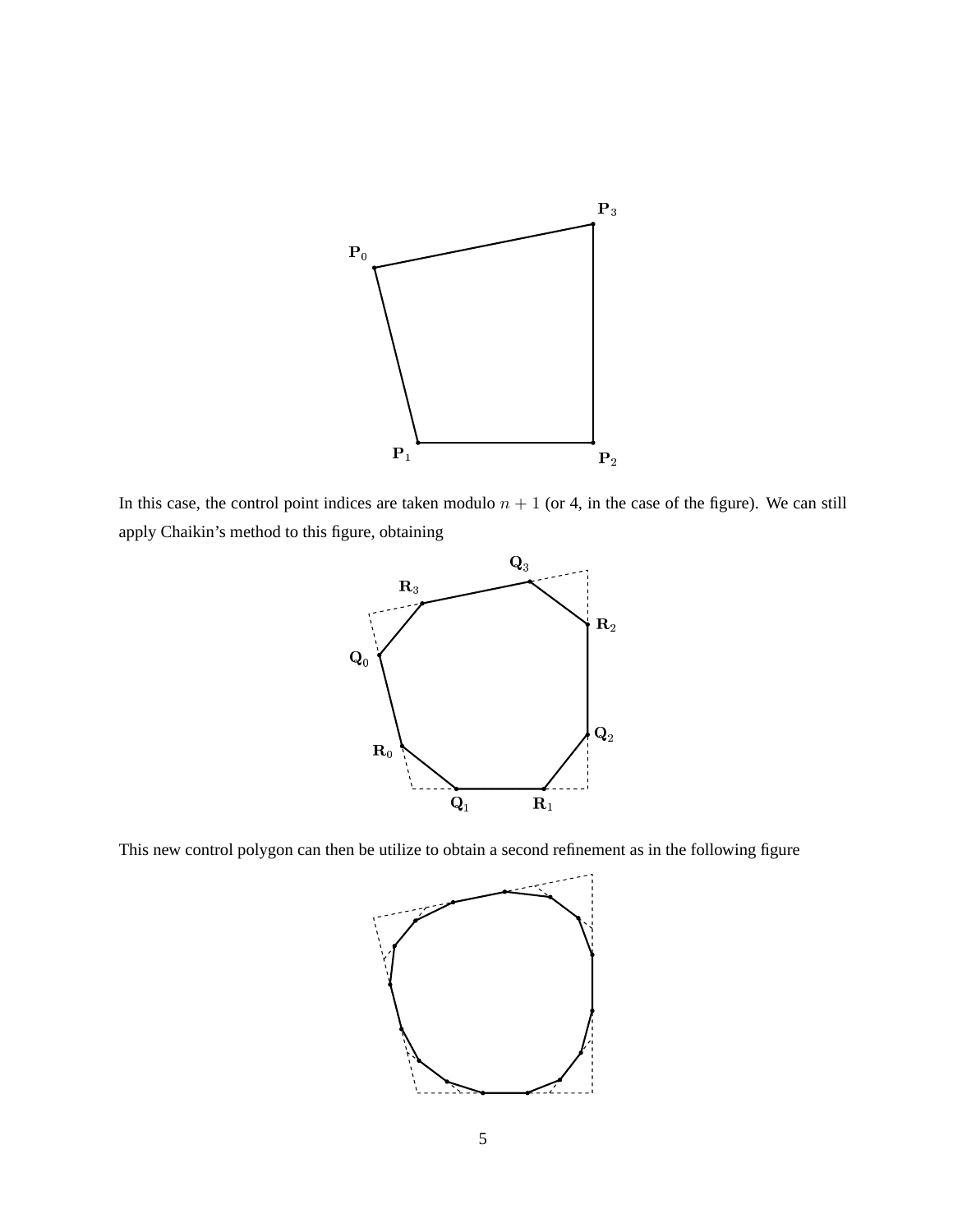In this case, the control point indices are taken modulo $n + 1$ (or 4, in the case of the figure). We can still apply Chaikin's method to this figure, obtaining

This new control polygon can then be utilize to obtain a second refinement as in the following figure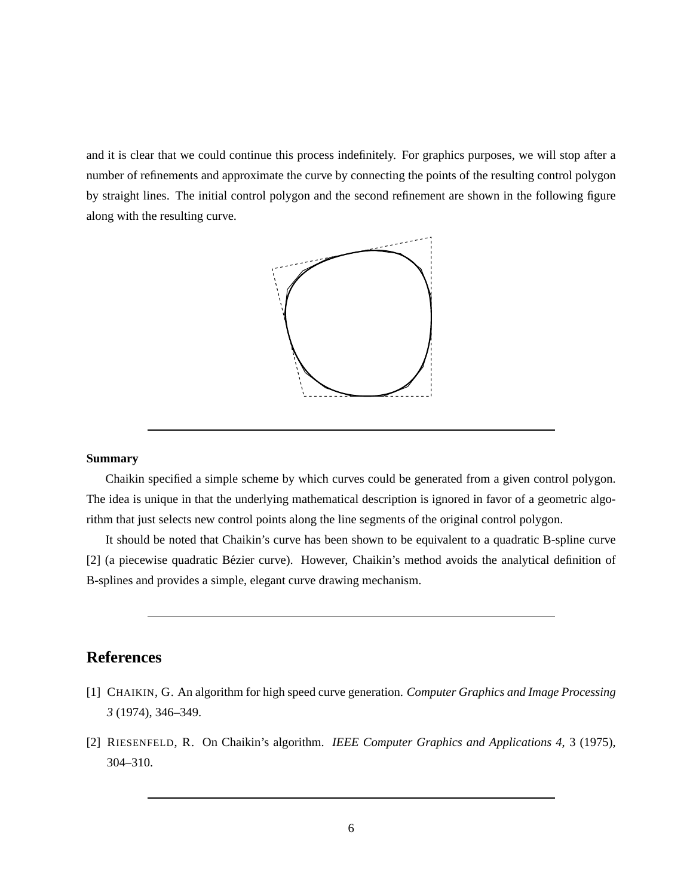and it is clear that we could continue this process indefinitely. For graphics purposes, we will stop after a number of refinements and approximate the curve by connecting the points of the resulting control polygon by straight lines. The initial control polygon and the second refinement are shown in the following figure along with the resulting curve.

---

**Summary**

Chaikin specified a simple scheme by which curves could be generated from a given control polygon. The idea is unique in that the underlying mathematical description is ignored in favor of a geometric algorithm that just selects new control points along the line segments of the original control polygon.

It should be noted that Chaikin's curve has been shown to be equivalent to a quadratic B-spline curve [2] (a piecewise quadratic Bézier curve). However, Chaikin's method avoids the analytical definition of B-splines and provides a simple, elegant curve drawing mechanism.

---

## References

[1] CHAIKIN, G. An algorithm for high speed curve generation. *Computer Graphics and Image Processing 3* (1974), 346–349.

[2] RIESENFELD, R. On Chaikin's algorithm. *IEEE Computer Graphics and Applications 4*, 3 (1975), 304–310.

---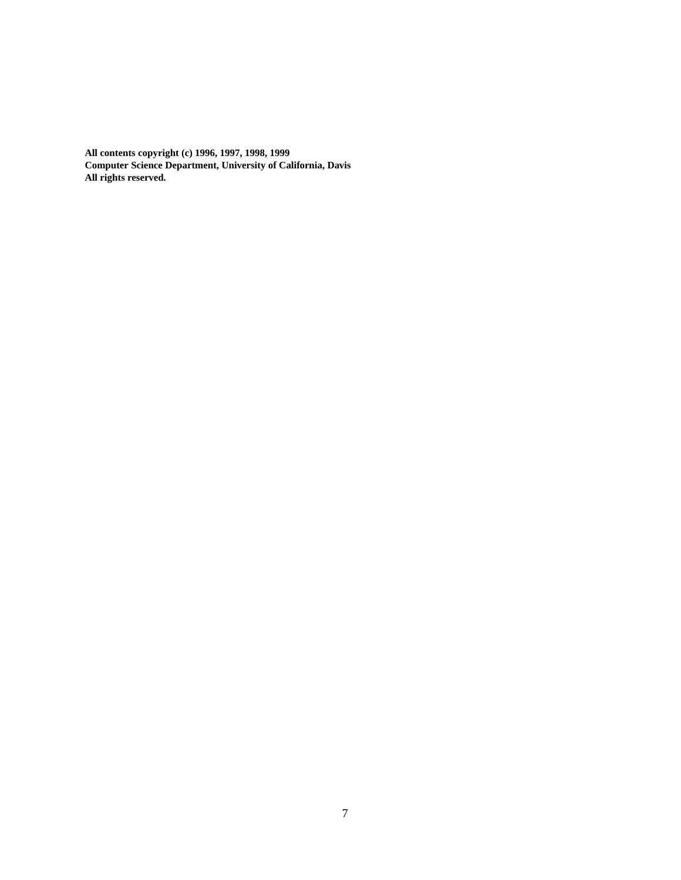**All contents copyright (c) 1996, 1997, 1998, 1999**
**Computer Science Department, University of California, Davis**
**All rights reserved.**